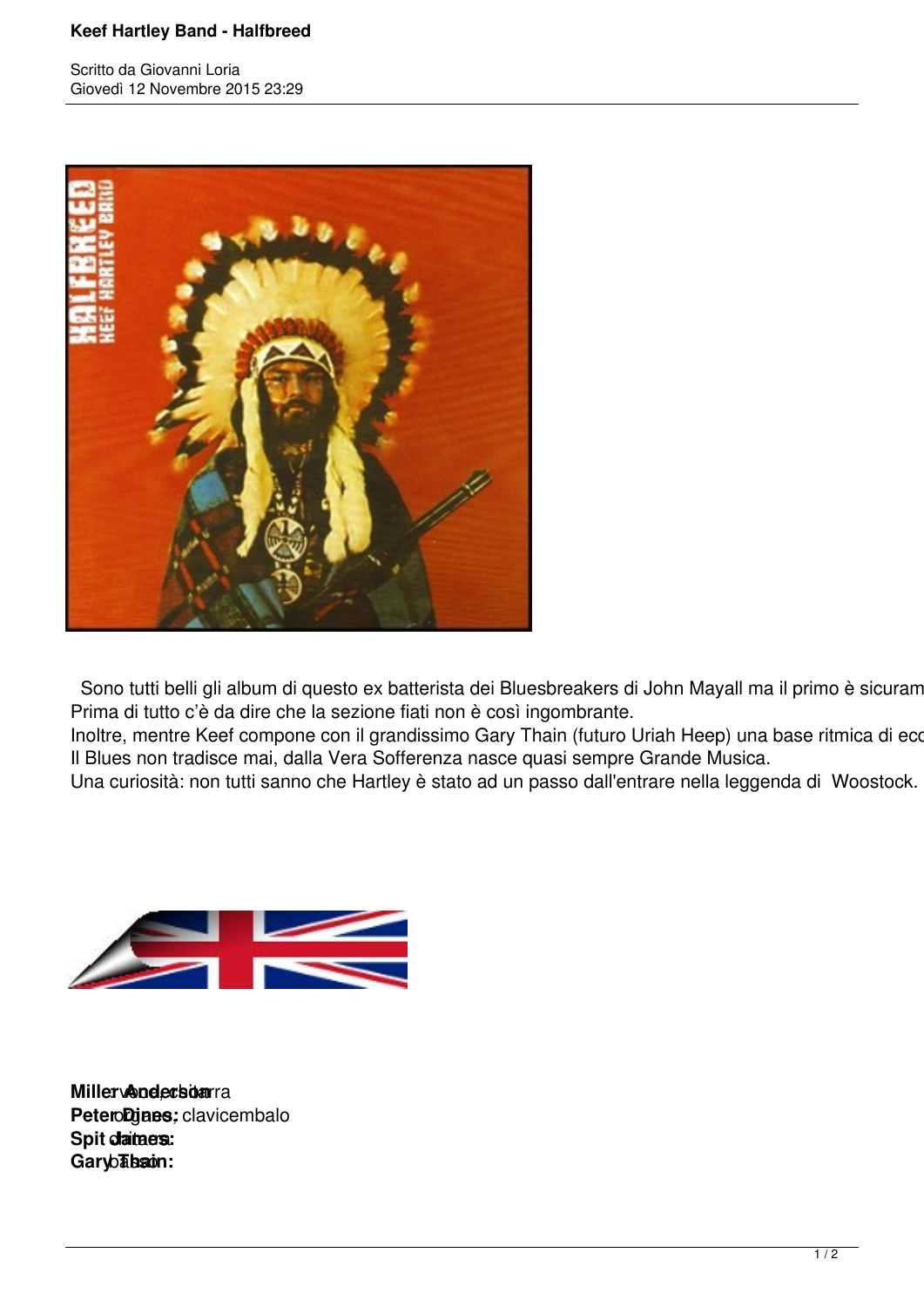# Keef Hartley Band - Halfbreed

Scritto da Giovanni Loria
Giovedì 12 Novembre 2015 23:29

Sono tutti belli gli album di questo ex batterista dei Bluesbreakers di John Mayall ma il primo è sicuram
Prima di tutto c'è da dire che la sezione fiati non è così ingombrante.
Inoltre, mentre Keef compone con il grandissimo Gary Thain (futuro Uriah Heep) una base ritmica di ecc
Il Blues non tradisce mai, dalla Vera Sofferenza nasce quasi sempre Grande Musica.
Una curiosità: non tutti sanno che Hartley è stato ad un passo dall'entrare nella leggenda di Woostock.

**Miller Anderson:** voce, chitarra
**Peter Dines:** organo, clavicembalo
**Spit James:** chitarra
**Gary Thain:** basso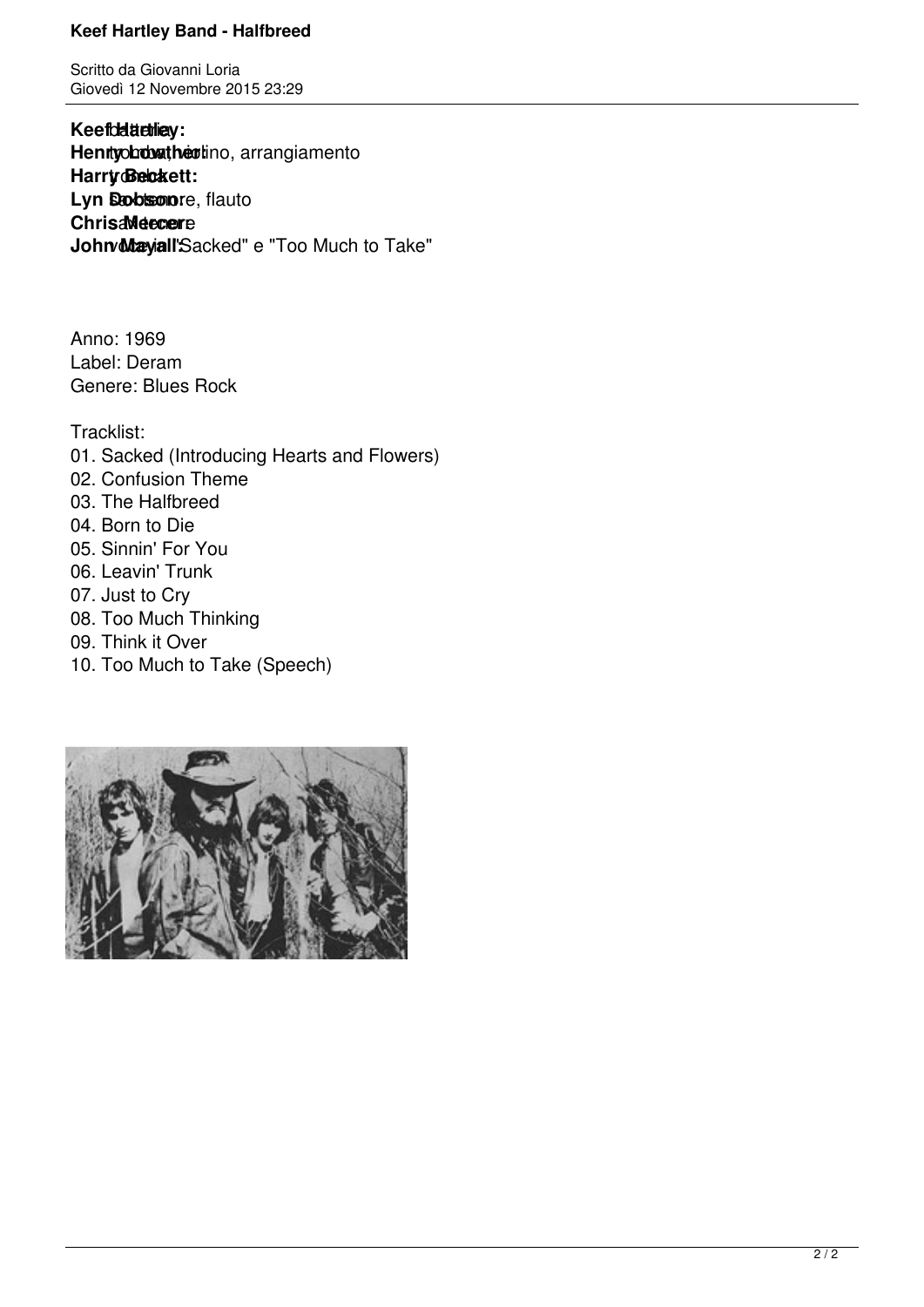**Keef Hartley:** batteria
**Henry Lowther:** tromba, violino, arrangiamento
**Harry Beckett:** tromba
**Lyn Dobson:** sax tenore, flauto
**Chris Mercer:** sax tenore
**John Mayall:** voce in "Sacked" e "Too Much to Take"

Anno: 1969
Label: Deram
Genere: Blues Rock

Tracklist:
01. Sacked (Introducing Hearts and Flowers)
02. Confusion Theme
03. The Halfbreed
04. Born to Die
05. Sinnin' For You
06. Leavin' Trunk
07. Just to Cry
08. Too Much Thinking
09. Think it Over
10. Too Much to Take (Speech)